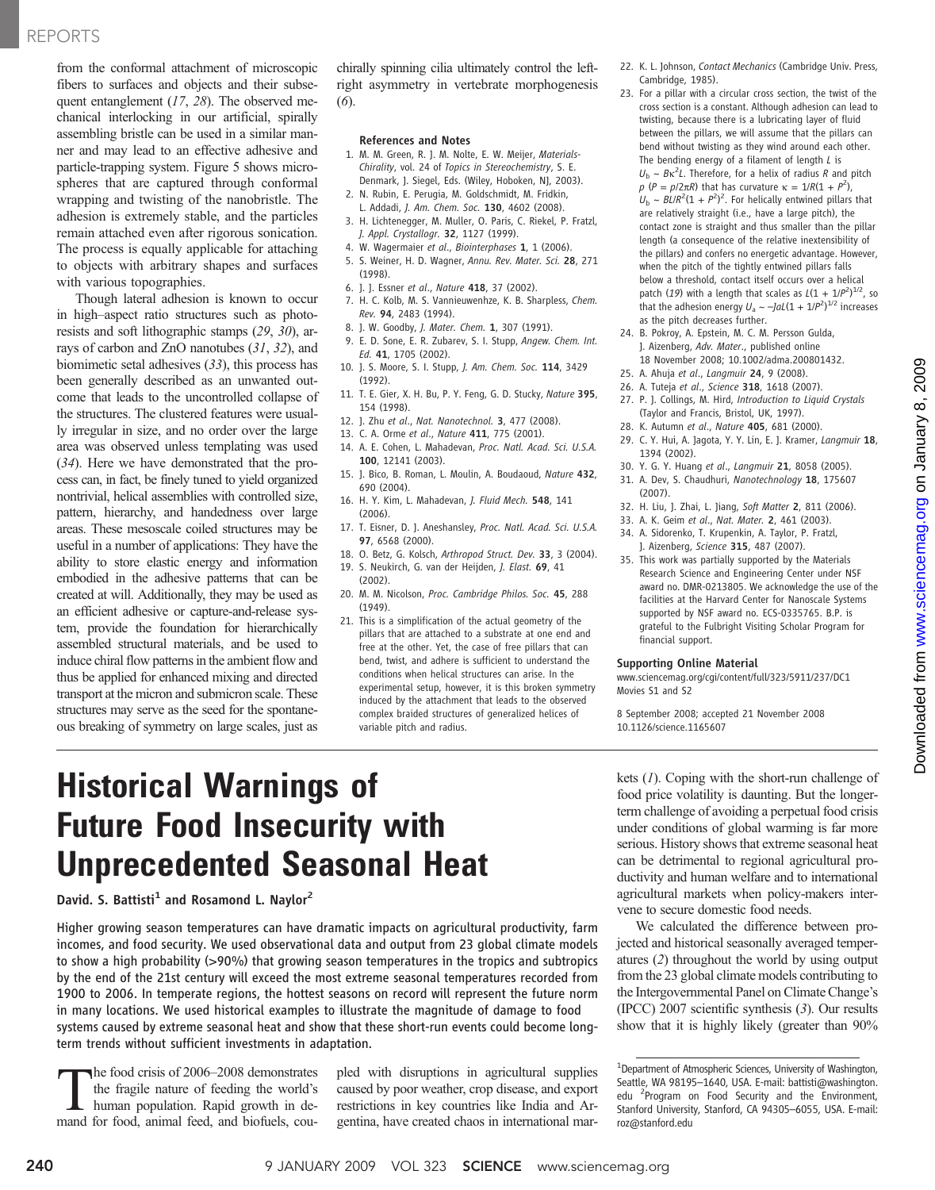from the conformal attachment of microscopic fibers to surfaces and objects and their subsequent entanglement (*17*, *28*). The observed mechanical interlocking in our artificial, spirally assembling bristle can be used in a similar manner and may lead to an effective adhesive and particle-trapping system. Figure 5 shows microspheres that are captured through conformal wrapping and twisting of the nanobristle. The adhesion is extremely stable, and the particles remain attached even after rigorous sonication. The process is equally applicable for attaching to objects with arbitrary shapes and surfaces with various topographies.

Though lateral adhesion is known to occur in high–aspect ratio structures such as photoresists and soft lithographic stamps (*29*, *30*), arrays of carbon and ZnO nanotubes (*31*, *32*), and biomimetic setal adhesives (*33*), this process has been generally described as an unwanted outcome that leads to the uncontrolled collapse of the structures. The clustered features were usually irregular in size, and no order over the large areas was observed unless templating was used (*34*). Here we have demonstrated that the process can, in fact, be finely tuned to yield organized nontrivial, helical assemblies with controlled size, pattern, hierarchy, and handedness over large areas. These mesoscale coiled structures may be useful in a number of applications: They have the ability to store elastic energy and information embodied in the adhesive patterns that can be created at will. Additionally, they may be used as an efficient adhesive or capture-and-release system, provide the foundation for hierarchically assembled structural materials, and be used to induce chiral flow patterns in the ambient flow and thus be applied for enhanced mixing and directed transport at the micron and submicron scale. These structures may serve as the seed for the spontaneous breaking of symmetry on large scales, just as chirally spinning cilia ultimately control the left-right asymmetry in vertebrate morphogenesis (*6*).

### References and Notes

1. M. M. Green, R. J. M. Nolte, E. W. Meijer, *Materials-Chirality*, vol. 24 of *Topics in Stereochemistry*, S. E. Denmark, J. Siegel, Eds. (Wiley, Hoboken, NJ, 2003).
2. N. Rubin, E. Perugia, M. Goldschmidt, M. Fridkin, L. Addadi, *J. Am. Chem. Soc.* **130**, 4602 (2008).
3. H. Lichtenegger, M. Muller, O. Paris, C. Riekel, P. Fratzl, *J. Appl. Crystallogr.* **32**, 1127 (1999).
4. W. Wagermaier *et al.*, *Biointerphases* **1**, 1 (2006).
5. S. Weiner, H. D. Wagner, *Annu. Rev. Mater. Sci.* **28**, 271 (1998).
6. J. J. Essner *et al.*, *Nature* **418**, 37 (2002).
7. H. C. Kolb, M. S. Vannieuwenhze, K. B. Sharpless, *Chem. Rev.* **94**, 2483 (1994).
8. J. W. Goodby, *J. Mater. Chem.* **1**, 307 (1991).
9. E. D. Sone, E. R. Zubarev, S. I. Stupp, *Angew. Chem. Int. Ed.* **41**, 1705 (2002).
10. J. S. Moore, S. I. Stupp, *J. Am. Chem. Soc.* **114**, 3429 (1992).
11. T. E. Gier, X. H. Bu, P. Y. Feng, G. D. Stucky, *Nature* **395**, 154 (1998).
12. J. Zhu *et al.*, *Nat. Nanotechnol.* **3**, 477 (2008).
13. C. A. Orme *et al.*, *Nature* **411**, 775 (2001).
14. A. E. Cohen, L. Mahadevan, *Proc. Natl. Acad. Sci. U.S.A.* **100**, 12141 (2003).
15. J. Bico, B. Roman, L. Moulin, A. Boudaoud, *Nature* **432**, 690 (2004).
16. H. Y. Kim, L. Mahadevan, *J. Fluid Mech.* **548**, 141 (2006).
17. T. Eisner, D. J. Aneshansley, *Proc. Natl. Acad. Sci. U.S.A.* **97**, 6568 (2000).
18. O. Betz, G. Kolsch, *Arthropod Struct. Dev.* **33**, 3 (2004).
19. S. Neukirch, G. van der Heijden, *J. Elast.* **69**, 41 (2002).
20. M. M. Nicolson, *Proc. Cambridge Philos. Soc.* **45**, 288 (1949).
21. This is a simplification of the actual geometry of the pillars that are attached to a substrate at one end and free at the other. Yet, the case of free pillars that can bend, twist, and adhere is sufficient to understand the conditions when helical structures can arise. In the experimental setup, however, it is this broken symmetry induced by the attachment that leads to the observed complex braided structures of generalized helices of variable pitch and radius.
22. K. L. Johnson, *Contact Mechanics* (Cambridge Univ. Press, Cambridge, 1985).
23. For a pillar with a circular cross section, the twist of the cross section is a constant. Although adhesion can lead to twisting, because there is a lubricating layer of fluid between the pillars, we will assume that the pillars can bend without twisting as they wind around each other. The bending energy of a filament of length $L$ is $U_b \sim B\kappa^2 L$. Therefore, for a helix of radius $R$ and pitch $p$ ($P = p/2\pi R$) that has curvature $\kappa = 1/R(1 + P^2)$, $U_b \sim BL/R^2(1 + P^2)^2$. For helically entwined pillars that are relatively straight (i.e., have a large pitch), the contact zone is straight and thus smaller than the pillar length (a consequence of the relative inextensibility of the pillars) and confers no energetic advantage. However, when the pitch of the tightly entwined pillars falls below a threshold, contact itself occurs over a helical patch (*19*) with a length that scales as $L(1 + 1/P^2)^{1/2}$, so that the adhesion energy $U_a \sim -JaL(1 + 1/P^2)^{1/2}$ increases as the pitch decreases further.
24. B. Pokroy, A. Epstein, M. C. M. Persson Gulda, J. Aizenberg, *Adv. Mater.*, published online 18 November 2008; 10.1002/adma.200801432.
25. A. Ahuja *et al.*, *Langmuir* **24**, 9 (2008).
26. A. Tuteja *et al.*, *Science* **318**, 1618 (2007).
27. P. J. Collings, M. Hird, *Introduction to Liquid Crystals* (Taylor and Francis, Bristol, UK, 1997).
28. K. Autumn *et al.*, *Nature* **405**, 681 (2000).
29. C. Y. Hui, A. Jagota, Y. Y. Lin, E. J. Kramer, *Langmuir* **18**, 1394 (2002).
30. Y. G. Y. Huang *et al.*, *Langmuir* **21**, 8058 (2005).
31. A. Dev, S. Chaudhuri, *Nanotechnology* **18**, 175607 (2007).
32. H. Liu, J. Zhai, L. Jiang, *Soft Matter* **2**, 811 (2006).
33. A. K. Geim *et al.*, *Nat. Mater.* **2**, 461 (2003).
34. A. Sidorenko, T. Krupenkin, A. Taylor, P. Fratzl, J. Aizenberg, *Science* **315**, 487 (2007).
35. This work was partially supported by the Materials Research Science and Engineering Center under NSF award no. DMR-0213805. We acknowledge the use of the facilities at the Harvard Center for Nanoscale Systems supported by NSF award no. ECS-0335765. B.P. is grateful to the Fulbright Visiting Scholar Program for financial support.

### Supporting Online Material

www.sciencemag.org/cgi/content/full/323/5911/237/DC1
Movies S1 and S2

8 September 2008; accepted 21 November 2008
10.1126/science.1165607

# Historical Warnings of Future Food Insecurity with Unprecedented Seasonal Heat

**David. S. Battisti[1] and Rosamond L. Naylor[2]**

Higher growing season temperatures can have dramatic impacts on agricultural productivity, farm incomes, and food security. We used observational data and output from 23 global climate models to show a high probability (>90%) that growing season temperatures in the tropics and subtropics by the end of the 21st century will exceed the most extreme seasonal temperatures recorded from 1900 to 2006. In temperate regions, the hottest seasons on record will represent the future norm in many locations. We used historical examples to illustrate the magnitude of damage to food systems caused by extreme seasonal heat and show that these short-run events could become long-term trends without sufficient investments in adaptation.

The food crisis of 2006–2008 demonstrates the fragile nature of feeding the world's human population. Rapid growth in demand for food, animal feed, and biofuels, coupled with disruptions in agricultural supplies caused by poor weather, crop disease, and export restrictions in key countries like India and Argentina, have created chaos in international markets (*1*). Coping with the short-run challenge of food price volatility is daunting. But the longer-term challenge of avoiding a perpetual food crisis under conditions of global warming is far more serious. History shows that extreme seasonal heat can be detrimental to regional agricultural productivity and human welfare and to international agricultural markets when policy-makers intervene to secure domestic food needs.

We calculated the difference between projected and historical seasonally averaged temperatures (*2*) throughout the world by using output from the 23 global climate models contributing to the Intergovernmental Panel on Climate Change's (IPCC) 2007 scientific synthesis (*3*). Our results show that it is highly likely (greater than 90%

[1]Department of Atmospheric Sciences, University of Washington, Seattle, WA 98195–1640, USA. E-mail: battisti@washington.edu [2]Program on Food Security and the Environment, Stanford University, Stanford, CA 94305–6055, USA. E-mail: roz@stanford.edu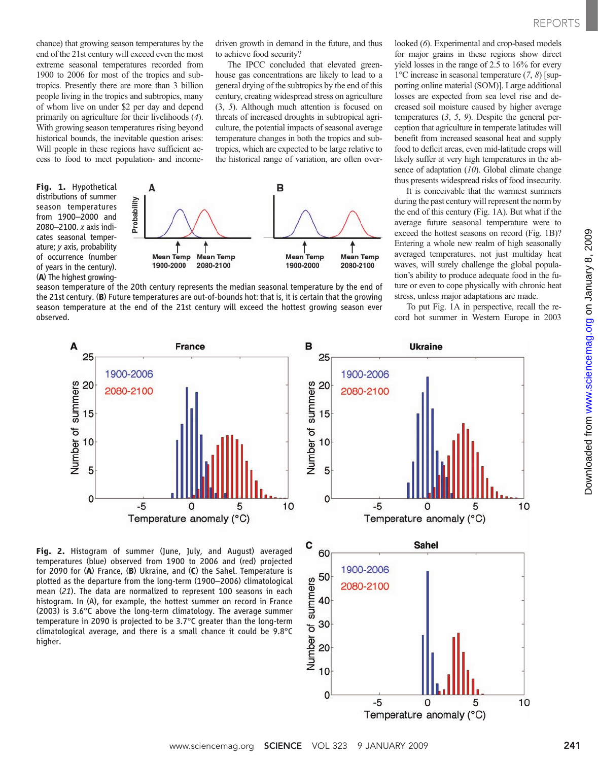chance) that growing season temperatures by the end of the 21st century will exceed even the most extreme seasonal temperatures recorded from 1900 to 2006 for most of the tropics and subtropics. Presently there are more than 3 billion people living in the tropics and subtropics, many of whom live on under $2 per day and depend primarily on agriculture for their livelihoods (*4*). With growing season temperatures rising beyond historical bounds, the inevitable question arises: Will people in these regions have sufficient access to food to meet population- and income-driven growth in demand in the future, and thus to achieve food security?

The IPCC concluded that elevated greenhouse gas concentrations are likely to lead to a general drying of the subtropics by the end of this century, creating widespread stress on agriculture (*3*, *5*). Although much attention is focused on threats of increased droughts in subtropical agriculture, the potential impacts of seasonal average temperature changes in both the tropics and subtropics, which are expected to be large relative to the historical range of variation, are often overlooked (*6*). Experimental and crop-based models for major grains in these regions show direct yield losses in the range of 2.5 to 16% for every 1°C increase in seasonal temperature (*7*, *8*) [supporting online material (SOM)]. Large additional losses are expected from sea level rise and decreased soil moisture caused by higher average temperatures (*3*, *5*, *9*). Despite the general perception that agriculture in temperate latitudes will benefit from increased seasonal heat and supply food to deficit areas, even mid-latitude crops will likely suffer at very high temperatures in the absence of adaptation (*10*). Global climate change thus presents widespread risks of food insecurity.

It is conceivable that the warmest summers during the past century will represent the norm by the end of this century (Fig. 1A). But what if the average future seasonal temperature were to exceed the hottest seasons on record (Fig. 1B)? Entering a whole new realm of high seasonally averaged temperatures, not just multiday heat waves, will surely challenge the global population's ability to produce adequate food in the future or even to cope physically with chronic heat stress, unless major adaptations are made.

To put Fig. 1A in perspective, recall the record hot summer in Western Europe in 2003

A
Probability
Mean Temp 1900-2000
Mean Temp 2080-2100

B
Mean Temp 1900-2000
Mean Temp 2080-2100

**Fig. 1.** Hypothetical distributions of summer season temperatures from 1900–2000 and 2080–2100. *x* axis indicates seasonal temperature; *y* axis, probability of occurrence (number of years in the century). (**A**) The highest growing-season temperature of the 20th century represents the median seasonal temperature by the end of the 21st century. (**B**) Future temperatures are out-of-bounds hot: that is, it is certain that the growing season temperature at the end of the 21st century will exceed the hottest growing season ever observed.

A
France
1900-2006
2080-2100
Number of summers
Temperature anomaly (°C)

B
Ukraine
1900-2006
2080-2100
Number of summers
Temperature anomaly (°C)

C
Sahel
1900-2006
2080-2100
Number of summers
Temperature anomaly (°C)

**Fig. 2.** Histogram of summer (June, July, and August) averaged temperatures (blue) observed from 1900 to 2006 and (red) projected for 2090 for (**A**) France, (**B**) Ukraine, and (**C**) the Sahel. Temperature is plotted as the departure from the long-term (1900–2006) climatological mean (*21*). The data are normalized to represent 100 seasons in each histogram. In (A), for example, the hottest summer on record in France (2003) is 3.6°C above the long-term climatology. The average summer temperature in 2090 is projected to be 3.7°C greater than the long-term climatological average, and there is a small chance it could be 9.8°C higher.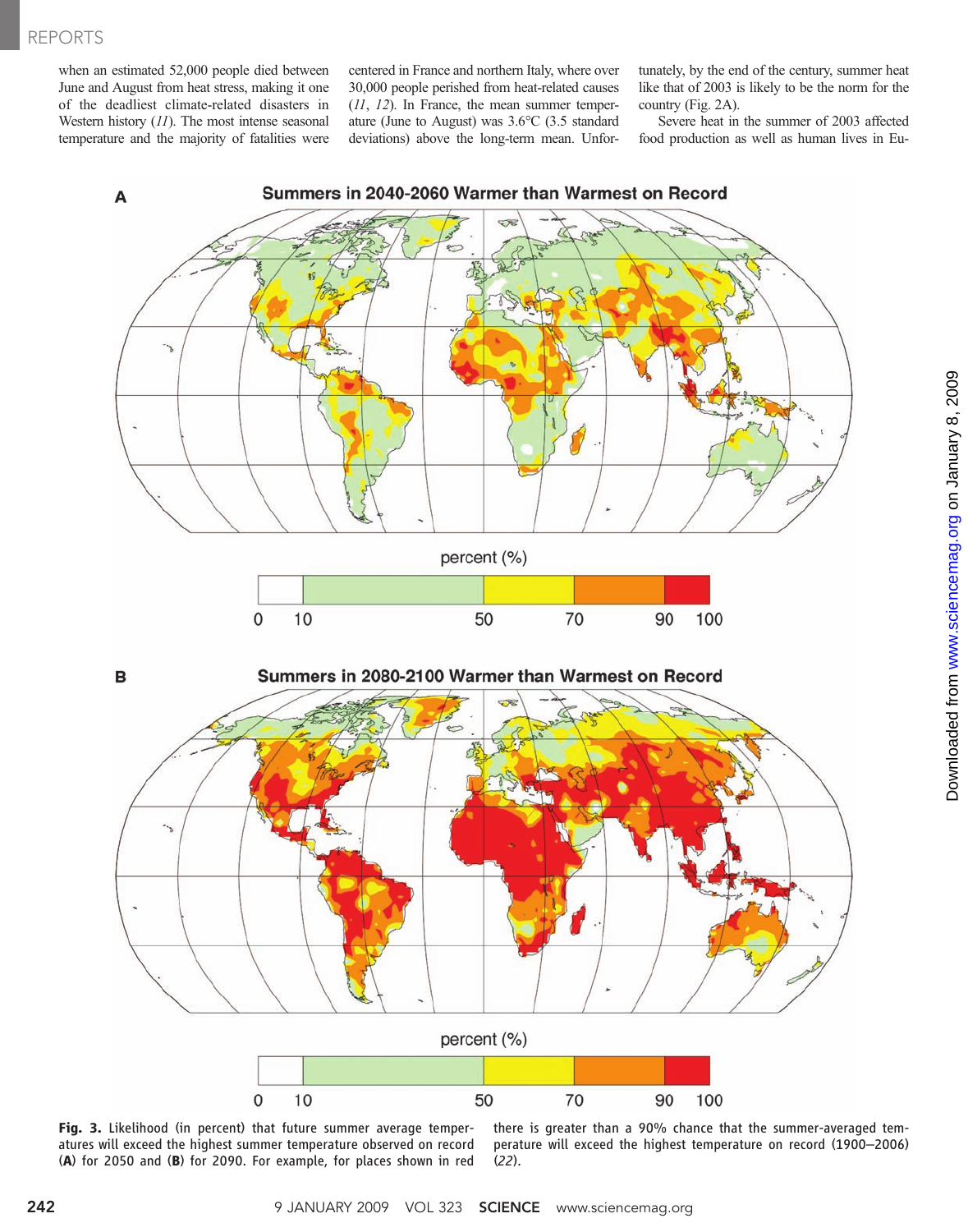when an estimated 52,000 people died between June and August from heat stress, making it one of the deadliest climate-related disasters in Western history (*11*). The most intense seasonal temperature and the majority of fatalities were centered in France and northern Italy, where over 30,000 people perished from heat-related causes (*11*, *12*). In France, the mean summer temperature (June to August) was 3.6°C (3.5 standard deviations) above the long-term mean. Unfortunately, by the end of the century, summer heat like that of 2003 is likely to be the norm for the country (Fig. 2A).

Severe heat in the summer of 2003 affected food production as well as human lives in Eu-

**A** Summers in 2040-2060 Warmer than Warmest on Record

percent (%)

0 10 50 70 90 100

**B** Summers in 2080-2100 Warmer than Warmest on Record

percent (%)

0 10 50 70 90 100

**Fig. 3.** Likelihood (in percent) that future summer average temperatures will exceed the highest summer temperature observed on record (**A**) for 2050 and (**B**) for 2090. For example, for places shown in red there is greater than a 90% chance that the summer-averaged temperature will exceed the highest temperature on record (1900–2006) (*22*).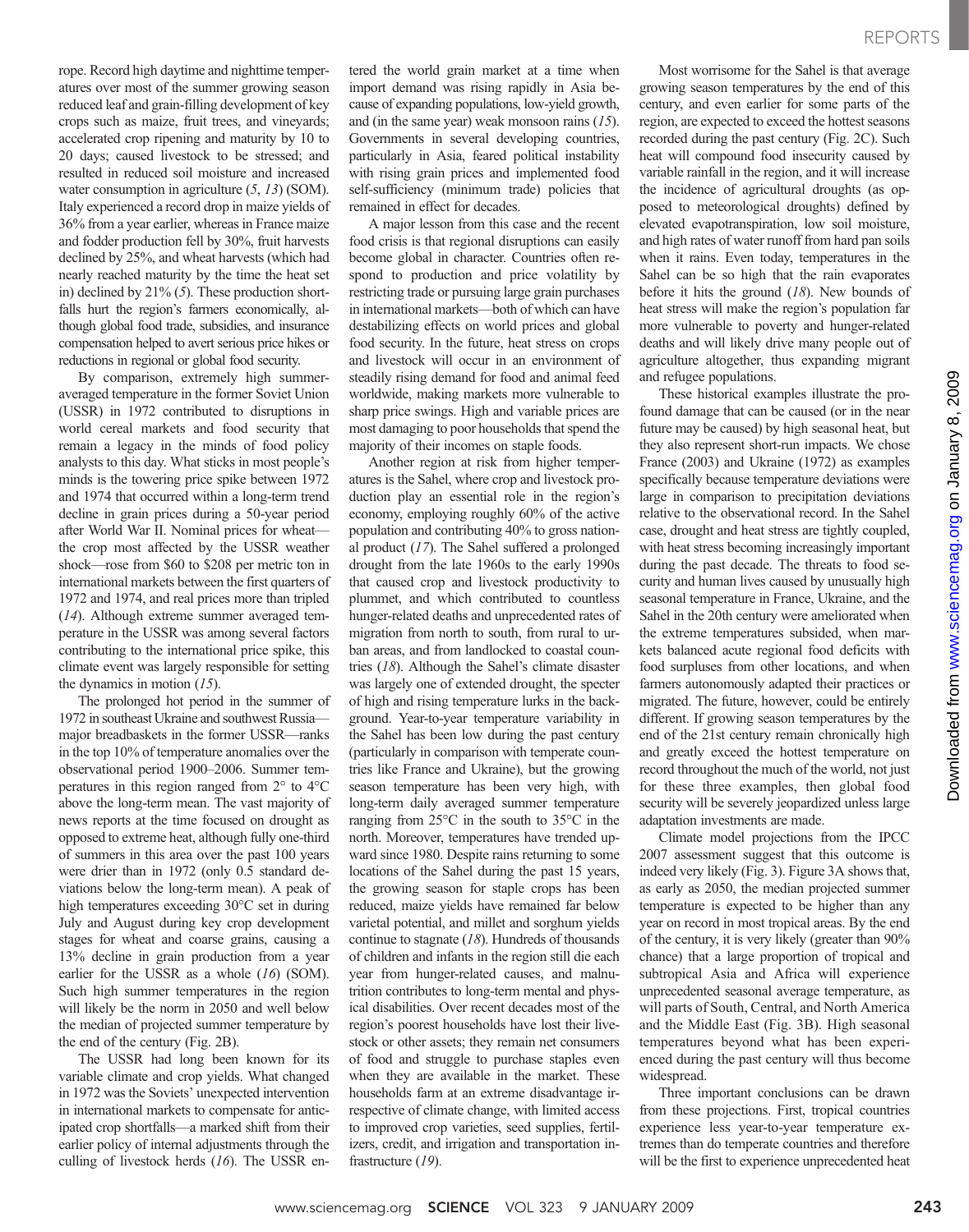rope. Record high daytime and nighttime temperatures over most of the summer growing season reduced leaf and grain-filling development of key crops such as maize, fruit trees, and vineyards; accelerated crop ripening and maturity by 10 to 20 days; caused livestock to be stressed; and resulted in reduced soil moisture and increased water consumption in agriculture (*5*, *13*) (SOM). Italy experienced a record drop in maize yields of 36% from a year earlier, whereas in France maize and fodder production fell by 30%, fruit harvests declined by 25%, and wheat harvests (which had nearly reached maturity by the time the heat set in) declined by 21% (*5*). These production shortfalls hurt the region's farmers economically, although global food trade, subsidies, and insurance compensation helped to avert serious price hikes or reductions in regional or global food security.

By comparison, extremely high summer-averaged temperature in the former Soviet Union (USSR) in 1972 contributed to disruptions in world cereal markets and food security that remain a legacy in the minds of food policy analysts to this day. What sticks in most people's minds is the towering price spike between 1972 and 1974 that occurred within a long-term trend decline in grain prices during a 50-year period after World War II. Nominal prices for wheat—the crop most affected by the USSR weather shock—rose from \$60 to \$208 per metric ton in international markets between the first quarters of 1972 and 1974, and real prices more than tripled (*14*). Although extreme summer averaged temperature in the USSR was among several factors contributing to the international price spike, this climate event was largely responsible for setting the dynamics in motion (*15*).

The prolonged hot period in the summer of 1972 in southeast Ukraine and southwest Russia—major breadbaskets in the former USSR—ranks in the top 10% of temperature anomalies over the observational period 1900–2006. Summer temperatures in this region ranged from 2° to 4°C above the long-term mean. The vast majority of news reports at the time focused on drought as opposed to extreme heat, although fully one-third of summers in this area over the past 100 years were drier than in 1972 (only 0.5 standard deviations below the long-term mean). A peak of high temperatures exceeding 30°C set in during July and August during key crop development stages for wheat and coarse grains, causing a 13% decline in grain production from a year earlier for the USSR as a whole (*16*) (SOM). Such high summer temperatures in the region will likely be the norm in 2050 and well below the median of projected summer temperature by the end of the century (Fig. 2B).

The USSR had long been known for its variable climate and crop yields. What changed in 1972 was the Soviets' unexpected intervention in international markets to compensate for anticipated crop shortfalls—a marked shift from their earlier policy of internal adjustments through the culling of livestock herds (*16*). The USSR entered the world grain market at a time when import demand was rising rapidly in Asia because of expanding populations, low-yield growth, and (in the same year) weak monsoon rains (*15*). Governments in several developing countries, particularly in Asia, feared political instability with rising grain prices and implemented food self-sufficiency (minimum trade) policies that remained in effect for decades.

A major lesson from this case and the recent food crisis is that regional disruptions can easily become global in character. Countries often respond to production and price volatility by restricting trade or pursuing large grain purchases in international markets—both of which can have destabilizing effects on world prices and global food security. In the future, heat stress on crops and livestock will occur in an environment of steadily rising demand for food and animal feed worldwide, making markets more vulnerable to sharp price swings. High and variable prices are most damaging to poor households that spend the majority of their incomes on staple foods.

Another region at risk from higher temperatures is the Sahel, where crop and livestock production play an essential role in the region's economy, employing roughly 60% of the active population and contributing 40% to gross national product (*17*). The Sahel suffered a prolonged drought from the late 1960s to the early 1990s that caused crop and livestock productivity to plummet, and which contributed to countless hunger-related deaths and unprecedented rates of migration from north to south, from rural to urban areas, and from landlocked to coastal countries (*18*). Although the Sahel's climate disaster was largely one of extended drought, the specter of high and rising temperature lurks in the background. Year-to-year temperature variability in the Sahel has been low during the past century (particularly in comparison with temperate countries like France and Ukraine), but the growing season temperature has been very high, with long-term daily averaged summer temperature ranging from 25°C in the south to 35°C in the north. Moreover, temperatures have trended upward since 1980. Despite rains returning to some locations of the Sahel during the past 15 years, the growing season for staple crops has been reduced, maize yields have remained far below varietal potential, and millet and sorghum yields continue to stagnate (*18*). Hundreds of thousands of children and infants in the region still die each year from hunger-related causes, and malnutrition contributes to long-term mental and physical disabilities. Over recent decades most of the region's poorest households have lost their livestock or other assets; they remain net consumers of food and struggle to purchase staples even when they are available in the market. These households farm at an extreme disadvantage irrespective of climate change, with limited access to improved crop varieties, seed supplies, fertilizers, credit, and irrigation and transportation infrastructure (*19*).

Most worrisome for the Sahel is that average growing season temperatures by the end of this century, and even earlier for some parts of the region, are expected to exceed the hottest seasons recorded during the past century (Fig. 2C). Such heat will compound food insecurity caused by variable rainfall in the region, and it will increase the incidence of agricultural droughts (as opposed to meteorological droughts) defined by elevated evapotranspiration, low soil moisture, and high rates of water runoff from hard pan soils when it rains. Even today, temperatures in the Sahel can be so high that the rain evaporates before it hits the ground (*18*). New bounds of heat stress will make the region's population far more vulnerable to poverty and hunger-related deaths and will likely drive many people out of agriculture altogether, thus expanding migrant and refugee populations.

These historical examples illustrate the profound damage that can be caused (or in the near future may be caused) by high seasonal heat, but they also represent short-run impacts. We chose France (2003) and Ukraine (1972) as examples specifically because temperature deviations were large in comparison to precipitation deviations relative to the observational record. In the Sahel case, drought and heat stress are tightly coupled, with heat stress becoming increasingly important during the past decade. The threats to food security and human lives caused by unusually high seasonal temperature in France, Ukraine, and the Sahel in the 20th century were ameliorated when the extreme temperatures subsided, when markets balanced acute regional food deficits with food surpluses from other locations, and when farmers autonomously adapted their practices or migrated. The future, however, could be entirely different. If growing season temperatures by the end of the 21st century remain chronically high and greatly exceed the hottest temperature on record throughout the much of the world, not just for these three examples, then global food security will be severely jeopardized unless large adaptation investments are made.

Climate model projections from the IPCC 2007 assessment suggest that this outcome is indeed very likely (Fig. 3). Figure 3A shows that, as early as 2050, the median projected summer temperature is expected to be higher than any year on record in most tropical areas. By the end of the century, it is very likely (greater than 90% chance) that a large proportion of tropical and subtropical Asia and Africa will experience unprecedented seasonal average temperature, as will parts of South, Central, and North America and the Middle East (Fig. 3B). High seasonal temperatures beyond what has been experienced during the past century will thus become widespread.

Three important conclusions can be drawn from these projections. First, tropical countries experience less year-to-year temperature extremes than do temperate countries and therefore will be the first to experience unprecedented heat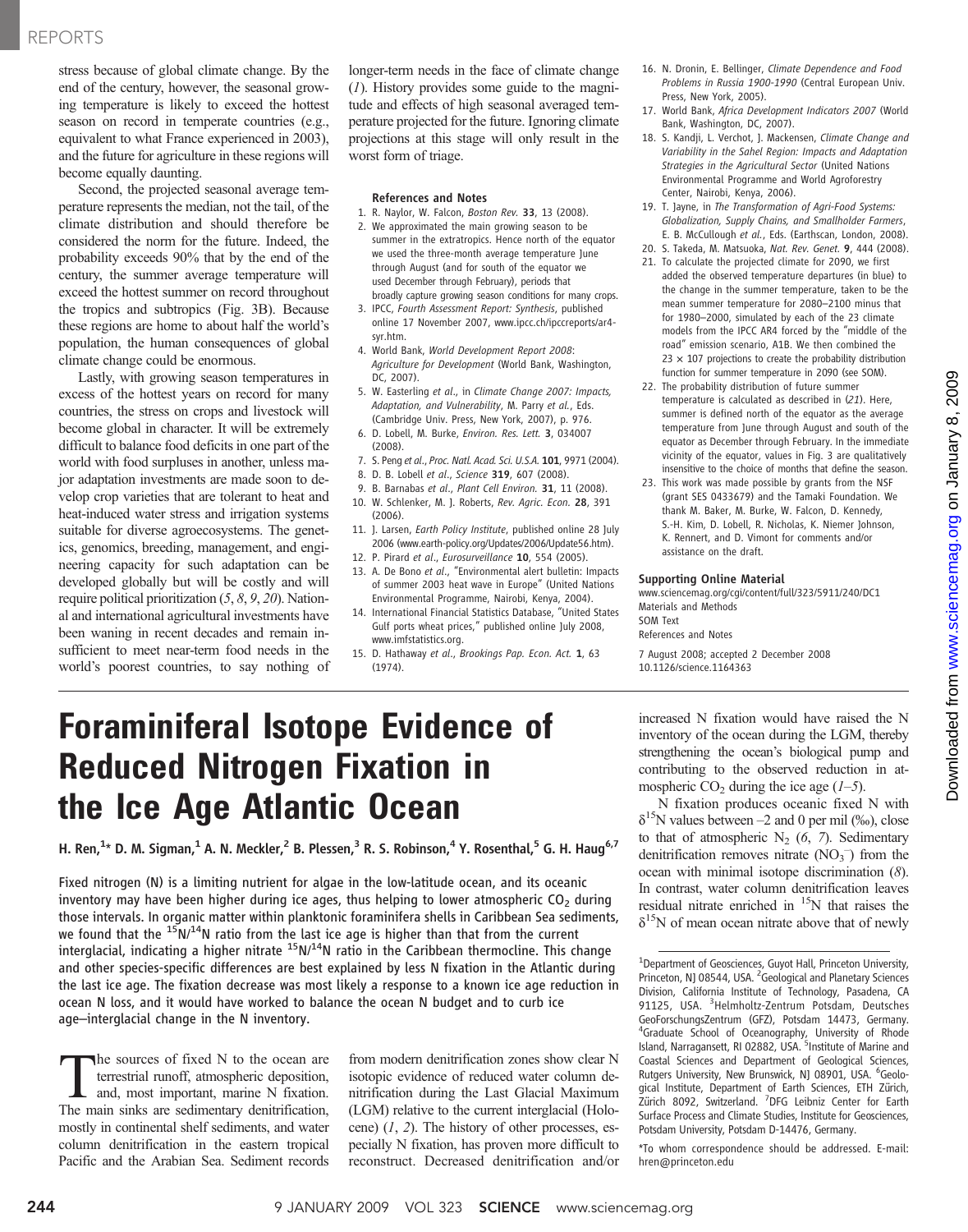stress because of global climate change. By the end of the century, however, the seasonal growing temperature is likely to exceed the hottest season on record in temperate countries (e.g., equivalent to what France experienced in 2003), and the future for agriculture in these regions will become equally daunting.

Second, the projected seasonal average temperature represents the median, not the tail, of the climate distribution and should therefore be considered the norm for the future. Indeed, the probability exceeds 90% that by the end of the century, the summer average temperature will exceed the hottest summer on record throughout the tropics and subtropics (Fig. 3B). Because these regions are home to about half the world's population, the human consequences of global climate change could be enormous.

Lastly, with growing season temperatures in excess of the hottest years on record for many countries, the stress on crops and livestock will become global in character. It will be extremely difficult to balance food deficits in one part of the world with food surpluses in another, unless major adaptation investments are made soon to develop crop varieties that are tolerant to heat and heat-induced water stress and irrigation systems suitable for diverse agroecosystems. The genetics, genomics, breeding, management, and engineering capacity for such adaptation can be developed globally but will be costly and will require political prioritization (*5*, *8*, *9*, *20*). National and international agricultural investments have been waning in recent decades and remain insufficient to meet near-term food needs in the world's poorest countries, to say nothing of longer-term needs in the face of climate change (*1*). History provides some guide to the magnitude and effects of high seasonal averaged temperature projected for the future. Ignoring climate projections at this stage will only result in the worst form of triage.

**References and Notes**

1. R. Naylor, W. Falcon, *Boston Rev.* **33**, 13 (2008).
2. We approximated the main growing season to be summer in the extratropics. Hence north of the equator we used the three-month average temperature June through August (and for south of the equator we used December through February), periods that broadly capture growing season conditions for many crops.
3. IPCC, *Fourth Assessment Report: Synthesis*, published online 17 November 2007, www.ipcc.ch/ipccreports/ar4-syr.htm.
4. World Bank, *World Development Report 2008: Agriculture for Development* (World Bank, Washington, DC, 2007).
5. W. Easterling *et al.*, in *Climate Change 2007: Impacts, Adaptation, and Vulnerability*, M. Parry *et al.*, Eds. (Cambridge Univ. Press, New York, 2007), p. 976.
6. D. Lobell, M. Burke, *Environ. Res. Lett.* **3**, 034007 (2008).
7. S. Peng *et al.*, *Proc. Natl. Acad. Sci. U.S.A.* **101**, 9971 (2004).
8. D. B. Lobell *et al.*, *Science* **319**, 607 (2008).
9. B. Barnabas *et al.*, *Plant Cell Environ.* **31**, 11 (2008).
10. W. Schlenker, M. J. Roberts, *Rev. Agric. Econ.* **28**, 391 (2006).
11. J. Larsen, *Earth Policy Institute*, published online 28 July 2006 (www.earth-policy.org/Updates/2006/Update56.htm).
12. P. Pirard *et al.*, *Eurosurveillance* **10**, 554 (2005).
13. A. De Bono *et al.*, "Environmental alert bulletin: Impacts of summer 2003 heat wave in Europe" (United Nations Environmental Programme, Nairobi, Kenya, 2004).
14. International Financial Statistics Database, "United States Gulf ports wheat prices," published online July 2008, www.imfstatistics.org.
15. D. Hathaway *et al.*, *Brookings Pap. Econ. Act.* **1**, 63 (1974).
16. N. Dronin, E. Bellinger, *Climate Dependence and Food Problems in Russia 1900-1990* (Central European Univ. Press, New York, 2005).
17. World Bank, *Africa Development Indicators 2007* (World Bank, Washington, DC, 2007).
18. S. Kandji, L. Verchot, J. Mackensen, *Climate Change and Variability in the Sahel Region: Impacts and Adaptation Strategies in the Agricultural Sector* (United Nations Environmental Programme and World Agroforestry Center, Nairobi, Kenya, 2006).
19. T. Jayne, in *The Transformation of Agri-Food Systems: Globalization, Supply Chains, and Smallholder Farmers*, E. B. McCullough *et al.*, Eds. (Earthscan, London, 2008).
20. S. Takeda, M. Matsuoka, *Nat. Rev. Genet.* **9**, 444 (2008).
21. To calculate the projected climate for 2090, we first added the observed temperature departures (in blue) to the change in the summer temperature, taken to be the mean summer temperature for 2080–2100 minus that for 1980–2000, simulated by each of the 23 climate models from the IPCC AR4 forced by the "middle of the road" emission scenario, A1B. We then combined the 23 × 107 projections to create the probability distribution function for summer temperature in 2090 (see SOM).
22. The probability distribution of future summer temperature is calculated as described in (*21*). Here, summer is defined north of the equator as the average temperature from June through August and south of the equator as December through February. In the immediate vicinity of the equator, values in Fig. 3 are qualitatively insensitive to the choice of months that define the season.
23. This work was made possible by grants from the NSF (grant SES 0433679) and the Tamaki Foundation. We thank M. Baker, M. Burke, W. Falcon, D. Kennedy, S.-H. Kim, D. Lobell, R. Nicholas, K. Niemer Johnson, K. Rennert, and D. Vimont for comments and/or assistance on the draft.

**Supporting Online Material**

www.sciencemag.org/cgi/content/full/323/5911/240/DC1
Materials and Methods
SOM Text
References and Notes

7 August 2008; accepted 2 December 2008
10.1126/science.1164363

# Foraminiferal Isotope Evidence of Reduced Nitrogen Fixation in the Ice Age Atlantic Ocean

**H. Ren,[1]* D. M. Sigman,[1] A. N. Meckler,[2] B. Plessen,[3] R. S. Robinson,[4] Y. Rosenthal,[5] G. H. Haug[6,7]**

**Fixed nitrogen (N) is a limiting nutrient for algae in the low-latitude ocean, and its oceanic inventory may have been higher during ice ages, thus helping to lower atmospheric $CO_2$ during those intervals. In organic matter within planktonic foraminifera shells in Caribbean Sea sediments, we found that the $^{15}N/^{14}N$ ratio from the last ice age is higher than that from the current interglacial, indicating a higher nitrate $^{15}N/^{14}N$ ratio in the Caribbean thermocline. This change and other species-specific differences are best explained by less N fixation in the Atlantic during the last ice age. The fixation decrease was most likely a response to a known ice age reduction in ocean N loss, and it would have worked to balance the ocean N budget and to curb ice age–interglacial change in the N inventory.**

The sources of fixed N to the ocean are terrestrial runoff, atmospheric deposition, and, most important, marine N fixation. The main sinks are sedimentary denitrification, mostly in continental shelf sediments, and water column denitrification in the eastern tropical Pacific and the Arabian Sea. Sediment records from modern denitrification zones show clear N isotopic evidence of reduced water column denitrification during the Last Glacial Maximum (LGM) relative to the current interglacial (Holocene) (*1*, *2*). The history of other processes, especially N fixation, has proven more difficult to reconstruct. Decreased denitrification and/or increased N fixation would have raised the N inventory of the ocean during the LGM, thereby strengthening the ocean's biological pump and contributing to the observed reduction in atmospheric $CO_2$ during the ice age (*1*–*5*).

N fixation produces oceanic fixed N with $\delta^{15}N$ values between –2 and 0 per mil (‰), close to that of atmospheric $N_2$ (*6*, *7*). Sedimentary denitrification removes nitrate ($NO_3^-$) from the ocean with minimal isotope discrimination (*8*). In contrast, water column denitrification leaves residual nitrate enriched in $^{15}N$ that raises the $\delta^{15}N$ of mean ocean nitrate above that of newly

[1]Department of Geosciences, Guyot Hall, Princeton University, Princeton, NJ 08544, USA. [2]Geological and Planetary Sciences Division, California Institute of Technology, Pasadena, CA 91125, USA. [3]Helmholtz-Zentrum Potsdam, Deutsches GeoForschungsZentrum (GFZ), Potsdam 14473, Germany. [4]Graduate School of Oceanography, University of Rhode Island, Narragansett, RI 02882, USA. [5]Institute of Marine and Coastal Sciences and Department of Geological Sciences, Rutgers University, New Brunswick, NJ 08901, USA. [6]Geological Institute, Department of Earth Sciences, ETH Zürich, Zürich 8092, Switzerland. [7]DFG Leibniz Center for Earth Surface Process and Climate Studies, Institute for Geosciences, Potsdam University, Potsdam D-14476, Germany.

*To whom correspondence should be addressed. E-mail: hren@princeton.edu